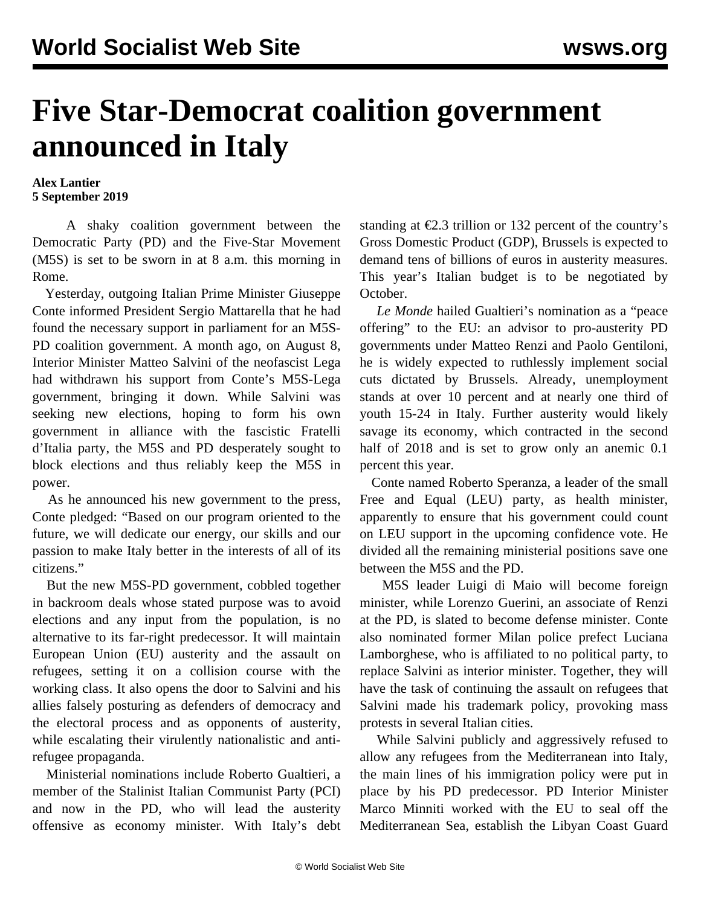# Five Star-Democrat coalition government announced in Italy

**Alex Lantier**
**5 September 2019**

A shaky coalition government between the Democratic Party (PD) and the Five-Star Movement (M5S) is set to be sworn in at 8 a.m. this morning in Rome.

Yesterday, outgoing Italian Prime Minister Giuseppe Conte informed President Sergio Mattarella that he had found the necessary support in parliament for an M5S-PD coalition government. A month ago, on August 8, Interior Minister Matteo Salvini of the neofascist Lega had withdrawn his support from Conte's M5S-Lega government, bringing it down. While Salvini was seeking new elections, hoping to form his own government in alliance with the fascistic Fratelli d'Italia party, the M5S and PD desperately sought to block elections and thus reliably keep the M5S in power.

As he announced his new government to the press, Conte pledged: "Based on our program oriented to the future, we will dedicate our energy, our skills and our passion to make Italy better in the interests of all of its citizens."

But the new M5S-PD government, cobbled together in backroom deals whose stated purpose was to avoid elections and any input from the population, is no alternative to its far-right predecessor. It will maintain European Union (EU) austerity and the assault on refugees, setting it on a collision course with the working class. It also opens the door to Salvini and his allies falsely posturing as defenders of democracy and the electoral process and as opponents of austerity, while escalating their virulently nationalistic and anti-refugee propaganda.

Ministerial nominations include Roberto Gualtieri, a member of the Stalinist Italian Communist Party (PCI) and now in the PD, who will lead the austerity offensive as economy minister. With Italy's debt standing at €2.3 trillion or 132 percent of the country's Gross Domestic Product (GDP), Brussels is expected to demand tens of billions of euros in austerity measures. This year's Italian budget is to be negotiated by October.

*Le Monde* hailed Gualtieri's nomination as a "peace offering" to the EU: an advisor to pro-austerity PD governments under Matteo Renzi and Paolo Gentiloni, he is widely expected to ruthlessly implement social cuts dictated by Brussels. Already, unemployment stands at over 10 percent and at nearly one third of youth 15-24 in Italy. Further austerity would likely savage its economy, which contracted in the second half of 2018 and is set to grow only an anemic 0.1 percent this year.

Conte named Roberto Speranza, a leader of the small Free and Equal (LEU) party, as health minister, apparently to ensure that his government could count on LEU support in the upcoming confidence vote. He divided all the remaining ministerial positions save one between the M5S and the PD.

M5S leader Luigi di Maio will become foreign minister, while Lorenzo Guerini, an associate of Renzi at the PD, is slated to become defense minister. Conte also nominated former Milan police prefect Luciana Lamborghese, who is affiliated to no political party, to replace Salvini as interior minister. Together, they will have the task of continuing the assault on refugees that Salvini made his trademark policy, provoking mass protests in several Italian cities.

While Salvini publicly and aggressively refused to allow any refugees from the Mediterranean into Italy, the main lines of his immigration policy were put in place by his PD predecessor. PD Interior Minister Marco Minniti worked with the EU to seal off the Mediterranean Sea, establish the Libyan Coast Guard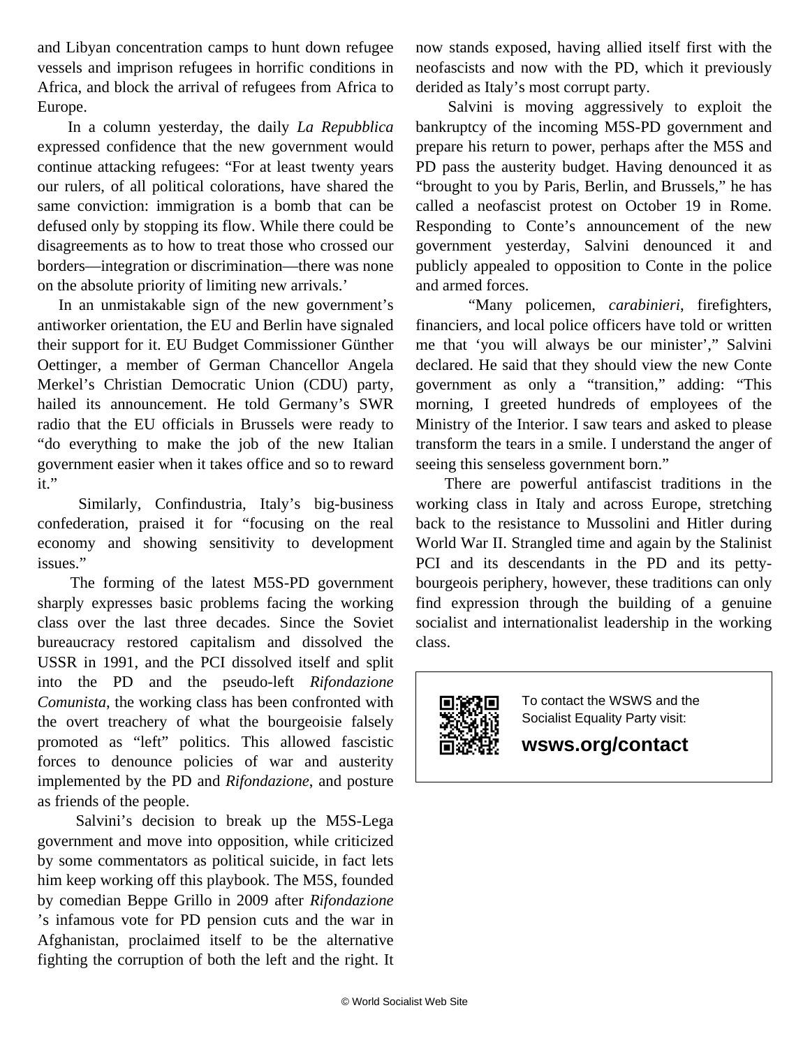and Libyan concentration camps to hunt down refugee vessels and imprison refugees in horrific conditions in Africa, and block the arrival of refugees from Africa to Europe.

In a column yesterday, the daily *La Repubblica* expressed confidence that the new government would continue attacking refugees: "For at least twenty years our rulers, of all political colorations, have shared the same conviction: immigration is a bomb that can be defused only by stopping its flow. While there could be disagreements as to how to treat those who crossed our borders—integration or discrimination—there was none on the absolute priority of limiting new arrivals.'

In an unmistakable sign of the new government's antiworker orientation, the EU and Berlin have signaled their support for it. EU Budget Commissioner Günther Oettinger, a member of German Chancellor Angela Merkel's Christian Democratic Union (CDU) party, hailed its announcement. He told Germany's SWR radio that the EU officials in Brussels were ready to "do everything to make the job of the new Italian government easier when it takes office and so to reward it."

Similarly, Confindustria, Italy's big-business confederation, praised it for "focusing on the real economy and showing sensitivity to development issues."

The forming of the latest M5S-PD government sharply expresses basic problems facing the working class over the last three decades. Since the Soviet bureaucracy restored capitalism and dissolved the USSR in 1991, and the PCI dissolved itself and split into the PD and the pseudo-left *Rifondazione Comunista*, the working class has been confronted with the overt treachery of what the bourgeoisie falsely promoted as "left" politics. This allowed fascistic forces to denounce policies of war and austerity implemented by the PD and *Rifondazione*, and posture as friends of the people.

Salvini's decision to break up the M5S-Lega government and move into opposition, while criticized by some commentators as political suicide, in fact lets him keep working off this playbook. The M5S, founded by comedian Beppe Grillo in 2009 after *Rifondazione*'s infamous vote for PD pension cuts and the war in Afghanistan, proclaimed itself to be the alternative fighting the corruption of both the left and the right. It now stands exposed, having allied itself first with the neofascists and now with the PD, which it previously derided as Italy's most corrupt party.

Salvini is moving aggressively to exploit the bankruptcy of the incoming M5S-PD government and prepare his return to power, perhaps after the M5S and PD pass the austerity budget. Having denounced it as "brought to you by Paris, Berlin, and Brussels," he has called a neofascist protest on October 19 in Rome. Responding to Conte's announcement of the new government yesterday, Salvini denounced it and publicly appealed to opposition to Conte in the police and armed forces.

"Many policemen, *carabinieri*, firefighters, financiers, and local police officers have told or written me that 'you will always be our minister'," Salvini declared. He said that they should view the new Conte government as only a "transition," adding: "This morning, I greeted hundreds of employees of the Ministry of the Interior. I saw tears and asked to please transform the tears in a smile. I understand the anger of seeing this senseless government born."

There are powerful antifascist traditions in the working class in Italy and across Europe, stretching back to the resistance to Mussolini and Hitler during World War II. Strangled time and again by the Stalinist PCI and its descendants in the PD and its petty-bourgeois periphery, however, these traditions can only find expression through the building of a genuine socialist and internationalist leadership in the working class.

To contact the WSWS and the Socialist Equality Party visit:

**wsws.org/contact**